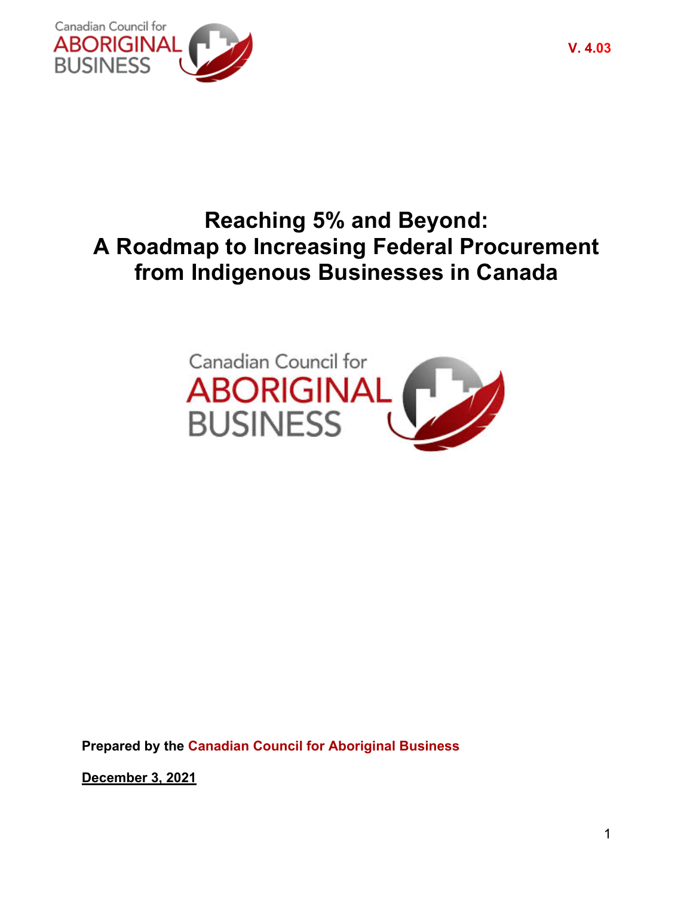V. 4.03

# Reaching 5% and Beyond: A Roadmap to Increasing Federal Procurement from Indigenous Businesses in Canada

**Prepared by the Canadian Council for Aboriginal Business**

**December 3, 2021**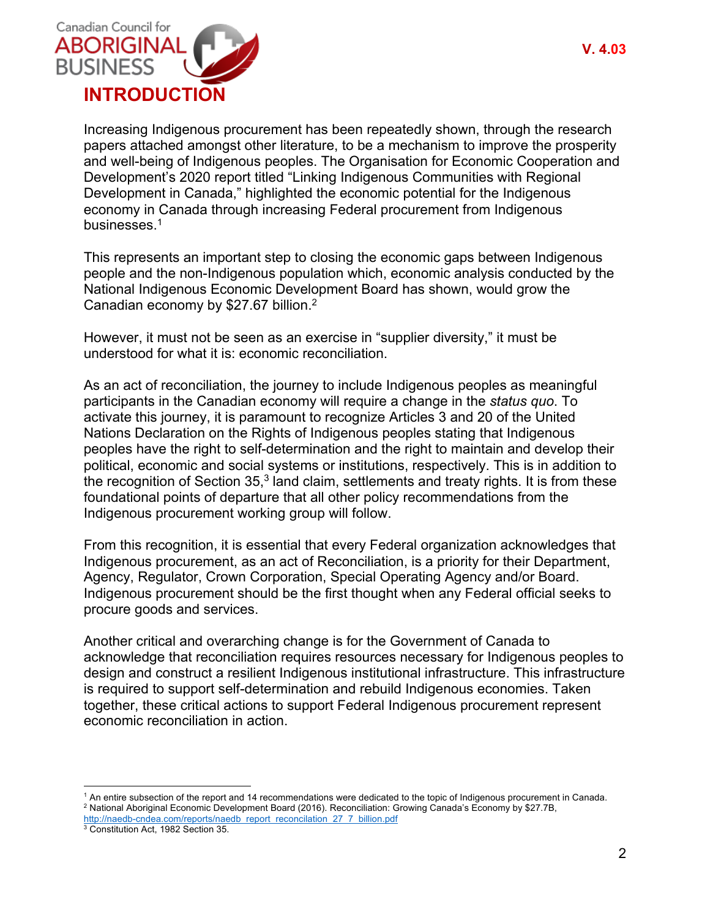# INTRODUCTION

Increasing Indigenous procurement has been repeatedly shown, through the research papers attached amongst other literature, to be a mechanism to improve the prosperity and well-being of Indigenous peoples. The Organisation for Economic Cooperation and Development's 2020 report titled "Linking Indigenous Communities with Regional Development in Canada," highlighted the economic potential for the Indigenous economy in Canada through increasing Federal procurement from Indigenous businesses.[1]

This represents an important step to closing the economic gaps between Indigenous people and the non-Indigenous population which, economic analysis conducted by the National Indigenous Economic Development Board has shown, would grow the Canadian economy by $27.67 billion.[2]

However, it must not be seen as an exercise in "supplier diversity," it must be understood for what it is: economic reconciliation.

As an act of reconciliation, the journey to include Indigenous peoples as meaningful participants in the Canadian economy will require a change in the *status quo*. To activate this journey, it is paramount to recognize Articles 3 and 20 of the United Nations Declaration on the Rights of Indigenous peoples stating that Indigenous peoples have the right to self-determination and the right to maintain and develop their political, economic and social systems or institutions, respectively. This is in addition to the recognition of Section 35,[3] land claim, settlements and treaty rights. It is from these foundational points of departure that all other policy recommendations from the Indigenous procurement working group will follow.

From this recognition, it is essential that every Federal organization acknowledges that Indigenous procurement, as an act of Reconciliation, is a priority for their Department, Agency, Regulator, Crown Corporation, Special Operating Agency and/or Board. Indigenous procurement should be the first thought when any Federal official seeks to procure goods and services.

Another critical and overarching change is for the Government of Canada to acknowledge that reconciliation requires resources necessary for Indigenous peoples to design and construct a resilient Indigenous institutional infrastructure. This infrastructure is required to support self-determination and rebuild Indigenous economies. Taken together, these critical actions to support Federal Indigenous procurement represent economic reconciliation in action.

---

[1] An entire subsection of the report and 14 recommendations were dedicated to the topic of Indigenous procurement in Canada.

[2] National Aboriginal Economic Development Board (2016). Reconciliation: Growing Canada's Economy by $27.7B, http://naedb-cndea.com/reports/naedb_report_reconcilation_27_7_billion.pdf

[3] Constitution Act, 1982 Section 35.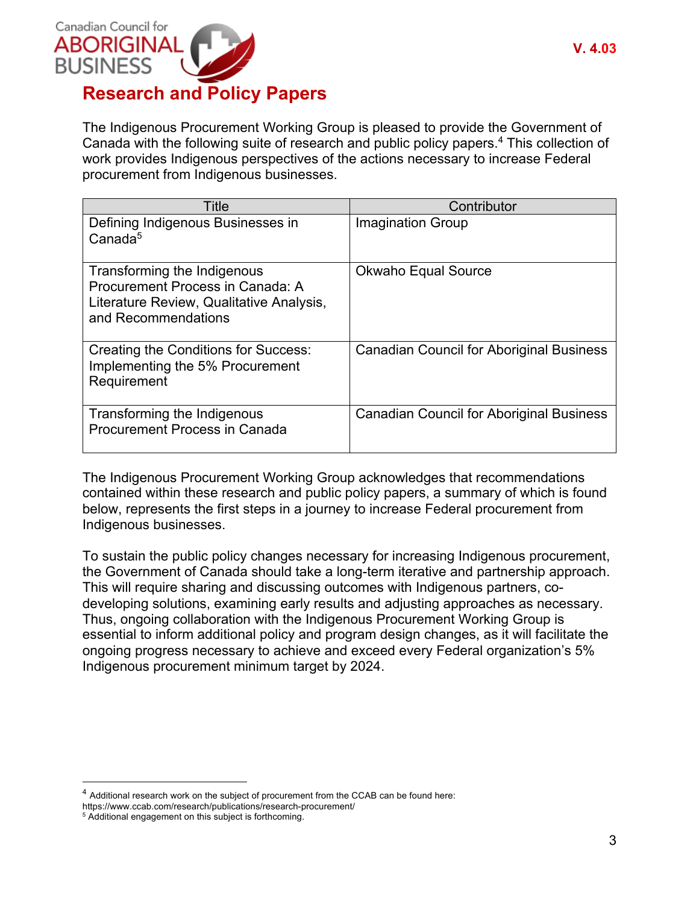# Research and Policy Papers

The Indigenous Procurement Working Group is pleased to provide the Government of Canada with the following suite of research and public policy papers.[4] This collection of work provides Indigenous perspectives of the actions necessary to increase Federal procurement from Indigenous businesses.

| Title | Contributor |
|---|---|
| Defining Indigenous Businesses in Canada[5] | Imagination Group |
| Transforming the Indigenous Procurement Process in Canada: A Literature Review, Qualitative Analysis, and Recommendations | Okwaho Equal Source |
| Creating the Conditions for Success: Implementing the 5% Procurement Requirement | Canadian Council for Aboriginal Business |
| Transforming the Indigenous Procurement Process in Canada | Canadian Council for Aboriginal Business |

The Indigenous Procurement Working Group acknowledges that recommendations contained within these research and public policy papers, a summary of which is found below, represents the first steps in a journey to increase Federal procurement from Indigenous businesses.

To sustain the public policy changes necessary for increasing Indigenous procurement, the Government of Canada should take a long-term iterative and partnership approach. This will require sharing and discussing outcomes with Indigenous partners, co-developing solutions, examining early results and adjusting approaches as necessary. Thus, ongoing collaboration with the Indigenous Procurement Working Group is essential to inform additional policy and program design changes, as it will facilitate the ongoing progress necessary to achieve and exceed every Federal organization's 5% Indigenous procurement minimum target by 2024.

---

[4] Additional research work on the subject of procurement from the CCAB can be found here: https://www.ccab.com/research/publications/research-procurement/

[5] Additional engagement on this subject is forthcoming.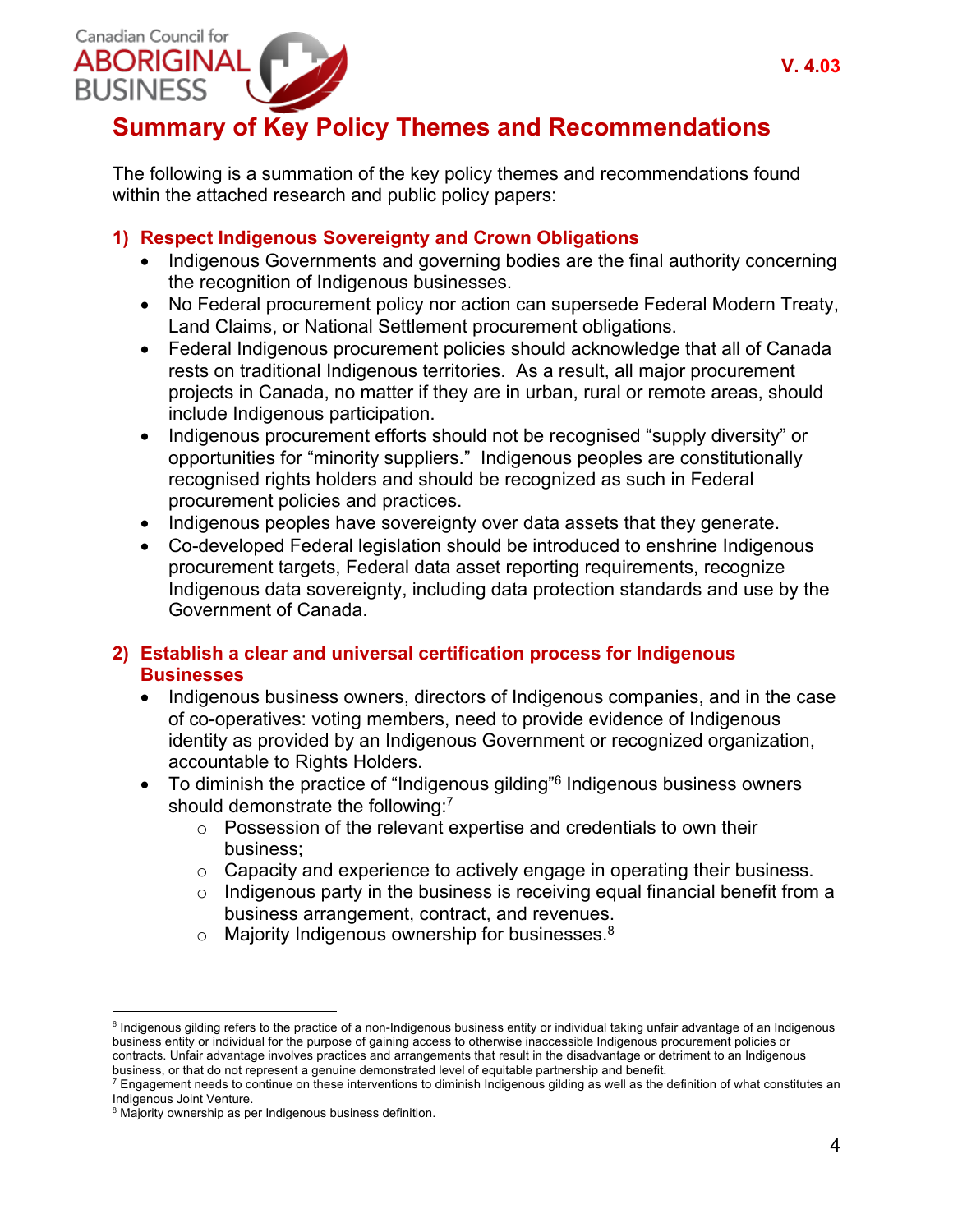# Summary of Key Policy Themes and Recommendations

The following is a summation of the key policy themes and recommendations found within the attached research and public policy papers:

## 1) Respect Indigenous Sovereignty and Crown Obligations

- Indigenous Governments and governing bodies are the final authority concerning the recognition of Indigenous businesses.
- No Federal procurement policy nor action can supersede Federal Modern Treaty, Land Claims, or National Settlement procurement obligations.
- Federal Indigenous procurement policies should acknowledge that all of Canada rests on traditional Indigenous territories. As a result, all major procurement projects in Canada, no matter if they are in urban, rural or remote areas, should include Indigenous participation.
- Indigenous procurement efforts should not be recognised "supply diversity" or opportunities for "minority suppliers." Indigenous peoples are constitutionally recognised rights holders and should be recognized as such in Federal procurement policies and practices.
- Indigenous peoples have sovereignty over data assets that they generate.
- Co-developed Federal legislation should be introduced to enshrine Indigenous procurement targets, Federal data asset reporting requirements, recognize Indigenous data sovereignty, including data protection standards and use by the Government of Canada.

## 2) Establish a clear and universal certification process for Indigenous Businesses

- Indigenous business owners, directors of Indigenous companies, and in the case of co-operatives: voting members, need to provide evidence of Indigenous identity as provided by an Indigenous Government or recognized organization, accountable to Rights Holders.
- To diminish the practice of "Indigenous gilding"[6] Indigenous business owners should demonstrate the following:[7]
  - Possession of the relevant expertise and credentials to own their business;
  - Capacity and experience to actively engage in operating their business.
  - Indigenous party in the business is receiving equal financial benefit from a business arrangement, contract, and revenues.
  - Majority Indigenous ownership for businesses.[8]

---

[6] Indigenous gilding refers to the practice of a non-Indigenous business entity or individual taking unfair advantage of an Indigenous business entity or individual for the purpose of gaining access to otherwise inaccessible Indigenous procurement policies or contracts. Unfair advantage involves practices and arrangements that result in the disadvantage or detriment to an Indigenous business, or that do not represent a genuine demonstrated level of equitable partnership and benefit.

[7] Engagement needs to continue on these interventions to diminish Indigenous gilding as well as the definition of what constitutes an Indigenous Joint Venture.

[8] Majority ownership as per Indigenous business definition.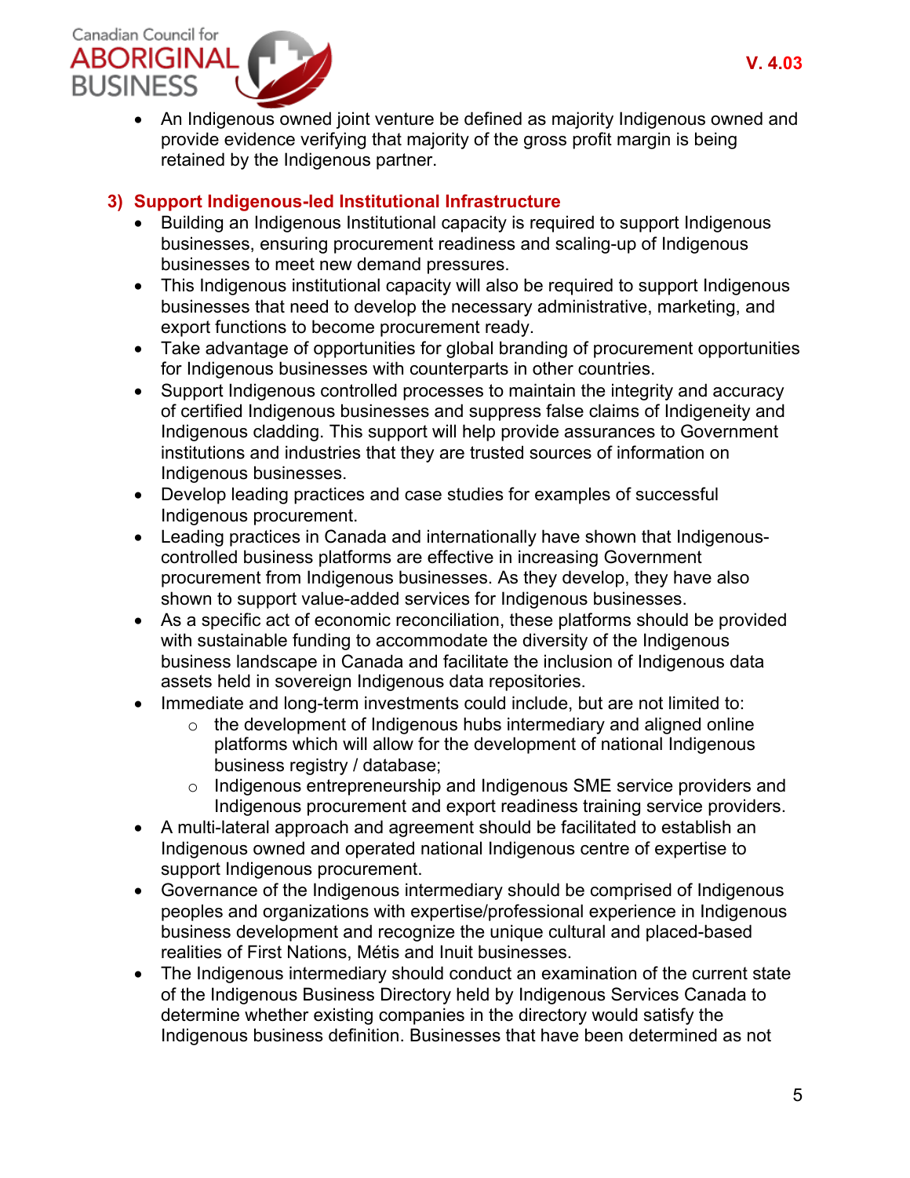- An Indigenous owned joint venture be defined as majority Indigenous owned and provide evidence verifying that majority of the gross profit margin is being retained by the Indigenous partner.

## 3) Support Indigenous-led Institutional Infrastructure

- Building an Indigenous Institutional capacity is required to support Indigenous businesses, ensuring procurement readiness and scaling-up of Indigenous businesses to meet new demand pressures.
- This Indigenous institutional capacity will also be required to support Indigenous businesses that need to develop the necessary administrative, marketing, and export functions to become procurement ready.
- Take advantage of opportunities for global branding of procurement opportunities for Indigenous businesses with counterparts in other countries.
- Support Indigenous controlled processes to maintain the integrity and accuracy of certified Indigenous businesses and suppress false claims of Indigeneity and Indigenous cladding. This support will help provide assurances to Government institutions and industries that they are trusted sources of information on Indigenous businesses.
- Develop leading practices and case studies for examples of successful Indigenous procurement.
- Leading practices in Canada and internationally have shown that Indigenous-controlled business platforms are effective in increasing Government procurement from Indigenous businesses. As they develop, they have also shown to support value-added services for Indigenous businesses.
- As a specific act of economic reconciliation, these platforms should be provided with sustainable funding to accommodate the diversity of the Indigenous business landscape in Canada and facilitate the inclusion of Indigenous data assets held in sovereign Indigenous data repositories.
- Immediate and long-term investments could include, but are not limited to:
  - the development of Indigenous hubs intermediary and aligned online platforms which will allow for the development of national Indigenous business registry / database;
  - Indigenous entrepreneurship and Indigenous SME service providers and Indigenous procurement and export readiness training service providers.
- A multi-lateral approach and agreement should be facilitated to establish an Indigenous owned and operated national Indigenous centre of expertise to support Indigenous procurement.
- Governance of the Indigenous intermediary should be comprised of Indigenous peoples and organizations with expertise/professional experience in Indigenous business development and recognize the unique cultural and placed-based realities of First Nations, Métis and Inuit businesses.
- The Indigenous intermediary should conduct an examination of the current state of the Indigenous Business Directory held by Indigenous Services Canada to determine whether existing companies in the directory would satisfy the Indigenous business definition. Businesses that have been determined as not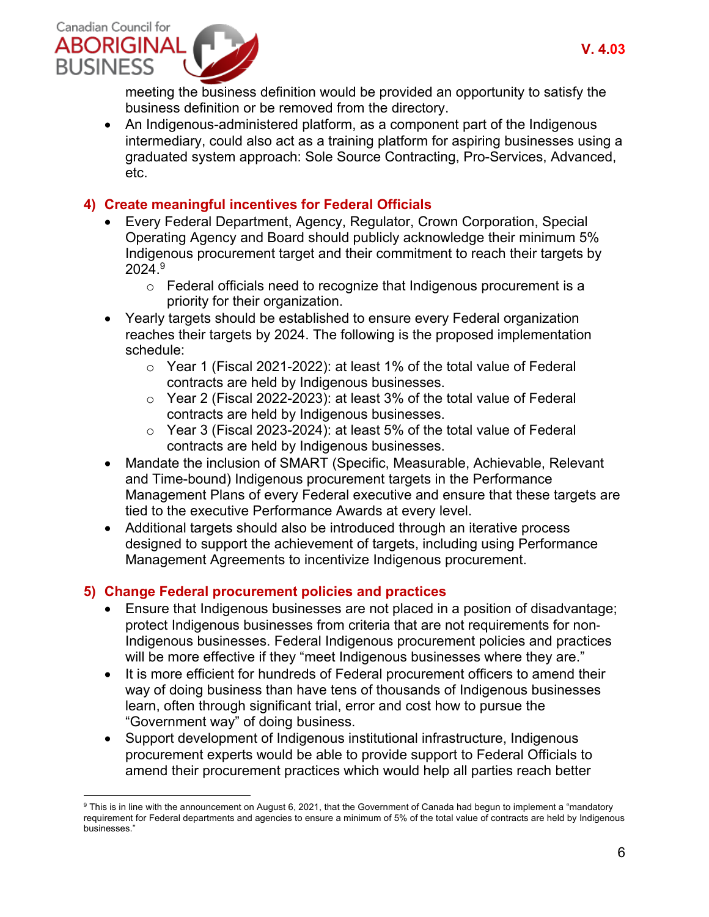meeting the business definition would be provided an opportunity to satisfy the business definition or be removed from the directory.
- An Indigenous-administered platform, as a component part of the Indigenous intermediary, could also act as a training platform for aspiring businesses using a graduated system approach: Sole Source Contracting, Pro-Services, Advanced, etc.

### 4) Create meaningful incentives for Federal Officials

- Every Federal Department, Agency, Regulator, Crown Corporation, Special Operating Agency and Board should publicly acknowledge their minimum 5% Indigenous procurement target and their commitment to reach their targets by 2024.[9]
  - Federal officials need to recognize that Indigenous procurement is a priority for their organization.
- Yearly targets should be established to ensure every Federal organization reaches their targets by 2024. The following is the proposed implementation schedule:
  - Year 1 (Fiscal 2021-2022): at least 1% of the total value of Federal contracts are held by Indigenous businesses.
  - Year 2 (Fiscal 2022-2023): at least 3% of the total value of Federal contracts are held by Indigenous businesses.
  - Year 3 (Fiscal 2023-2024): at least 5% of the total value of Federal contracts are held by Indigenous businesses.
- Mandate the inclusion of SMART (Specific, Measurable, Achievable, Relevant and Time-bound) Indigenous procurement targets in the Performance Management Plans of every Federal executive and ensure that these targets are tied to the executive Performance Awards at every level.
- Additional targets should also be introduced through an iterative process designed to support the achievement of targets, including using Performance Management Agreements to incentivize Indigenous procurement.

### 5) Change Federal procurement policies and practices

- Ensure that Indigenous businesses are not placed in a position of disadvantage; protect Indigenous businesses from criteria that are not requirements for non-Indigenous businesses. Federal Indigenous procurement policies and practices will be more effective if they "meet Indigenous businesses where they are."
- It is more efficient for hundreds of Federal procurement officers to amend their way of doing business than have tens of thousands of Indigenous businesses learn, often through significant trial, error and cost how to pursue the "Government way" of doing business.
- Support development of Indigenous institutional infrastructure, Indigenous procurement experts would be able to provide support to Federal Officials to amend their procurement practices which would help all parties reach better

---

[9] This is in line with the announcement on August 6, 2021, that the Government of Canada had begun to implement a "mandatory requirement for Federal departments and agencies to ensure a minimum of 5% of the total value of contracts are held by Indigenous businesses."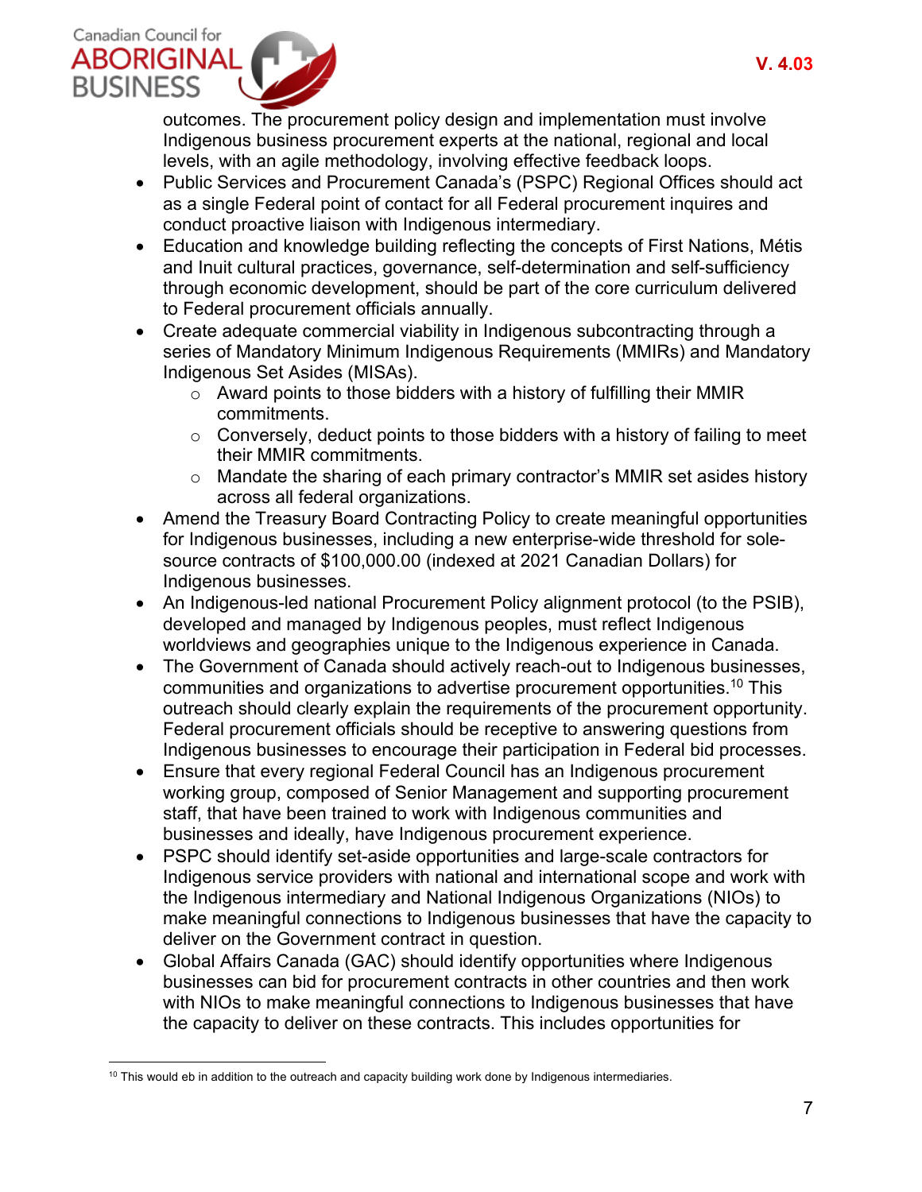outcomes. The procurement policy design and implementation must involve Indigenous business procurement experts at the national, regional and local levels, with an agile methodology, involving effective feedback loops.

- Public Services and Procurement Canada's (PSPC) Regional Offices should act as a single Federal point of contact for all Federal procurement inquires and conduct proactive liaison with Indigenous intermediary.
- Education and knowledge building reflecting the concepts of First Nations, Métis and Inuit cultural practices, governance, self-determination and self-sufficiency through economic development, should be part of the core curriculum delivered to Federal procurement officials annually.
- Create adequate commercial viability in Indigenous subcontracting through a series of Mandatory Minimum Indigenous Requirements (MMIRs) and Mandatory Indigenous Set Asides (MISAs).
  - Award points to those bidders with a history of fulfilling their MMIR commitments.
  - Conversely, deduct points to those bidders with a history of failing to meet their MMIR commitments.
  - Mandate the sharing of each primary contractor's MMIR set asides history across all federal organizations.
- Amend the Treasury Board Contracting Policy to create meaningful opportunities for Indigenous businesses, including a new enterprise-wide threshold for sole-source contracts of $100,000.00 (indexed at 2021 Canadian Dollars) for Indigenous businesses.
- An Indigenous-led national Procurement Policy alignment protocol (to the PSIB), developed and managed by Indigenous peoples, must reflect Indigenous worldviews and geographies unique to the Indigenous experience in Canada.
- The Government of Canada should actively reach-out to Indigenous businesses, communities and organizations to advertise procurement opportunities.[10] This outreach should clearly explain the requirements of the procurement opportunity. Federal procurement officials should be receptive to answering questions from Indigenous businesses to encourage their participation in Federal bid processes.
- Ensure that every regional Federal Council has an Indigenous procurement working group, composed of Senior Management and supporting procurement staff, that have been trained to work with Indigenous communities and businesses and ideally, have Indigenous procurement experience.
- PSPC should identify set-aside opportunities and large-scale contractors for Indigenous service providers with national and international scope and work with the Indigenous intermediary and National Indigenous Organizations (NIOs) to make meaningful connections to Indigenous businesses that have the capacity to deliver on the Government contract in question.
- Global Affairs Canada (GAC) should identify opportunities where Indigenous businesses can bid for procurement contracts in other countries and then work with NIOs to make meaningful connections to Indigenous businesses that have the capacity to deliver on these contracts. This includes opportunities for

[10] This would eb in addition to the outreach and capacity building work done by Indigenous intermediaries.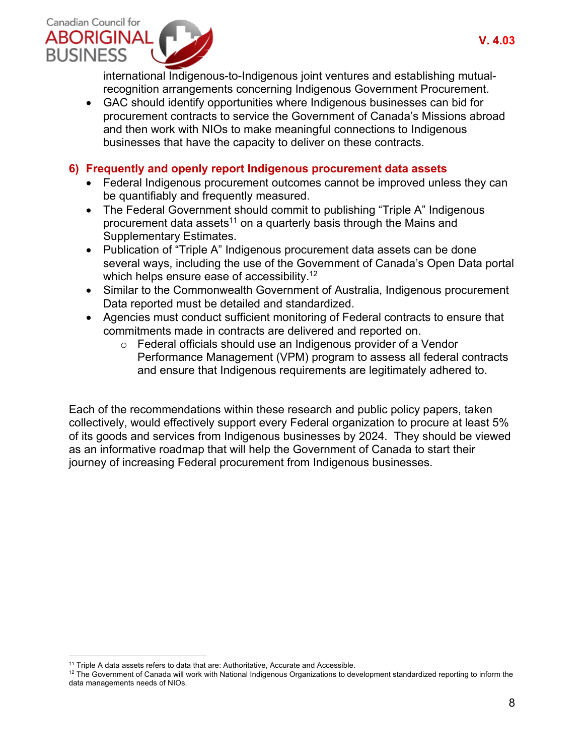international Indigenous-to-Indigenous joint ventures and establishing mutual-recognition arrangements concerning Indigenous Government Procurement.

- GAC should identify opportunities where Indigenous businesses can bid for procurement contracts to service the Government of Canada's Missions abroad and then work with NIOs to make meaningful connections to Indigenous businesses that have the capacity to deliver on these contracts.

### 6) Frequently and openly report Indigenous procurement data assets

- Federal Indigenous procurement outcomes cannot be improved unless they can be quantifiably and frequently measured.
- The Federal Government should commit to publishing "Triple A" Indigenous procurement data assets[11] on a quarterly basis through the Mains and Supplementary Estimates.
- Publication of "Triple A" Indigenous procurement data assets can be done several ways, including the use of the Government of Canada's Open Data portal which helps ensure ease of accessibility.[12]
- Similar to the Commonwealth Government of Australia, Indigenous procurement Data reported must be detailed and standardized.
- Agencies must conduct sufficient monitoring of Federal contracts to ensure that commitments made in contracts are delivered and reported on.
  - Federal officials should use an Indigenous provider of a Vendor Performance Management (VPM) program to assess all federal contracts and ensure that Indigenous requirements are legitimately adhered to.

Each of the recommendations within these research and public policy papers, taken collectively, would effectively support every Federal organization to procure at least 5% of its goods and services from Indigenous businesses by 2024. They should be viewed as an informative roadmap that will help the Government of Canada to start their journey of increasing Federal procurement from Indigenous businesses.

---

[11] Triple A data assets refers to data that are: Authoritative, Accurate and Accessible.

[12] The Government of Canada will work with National Indigenous Organizations to development standardized reporting to inform the data managements needs of NIOs.